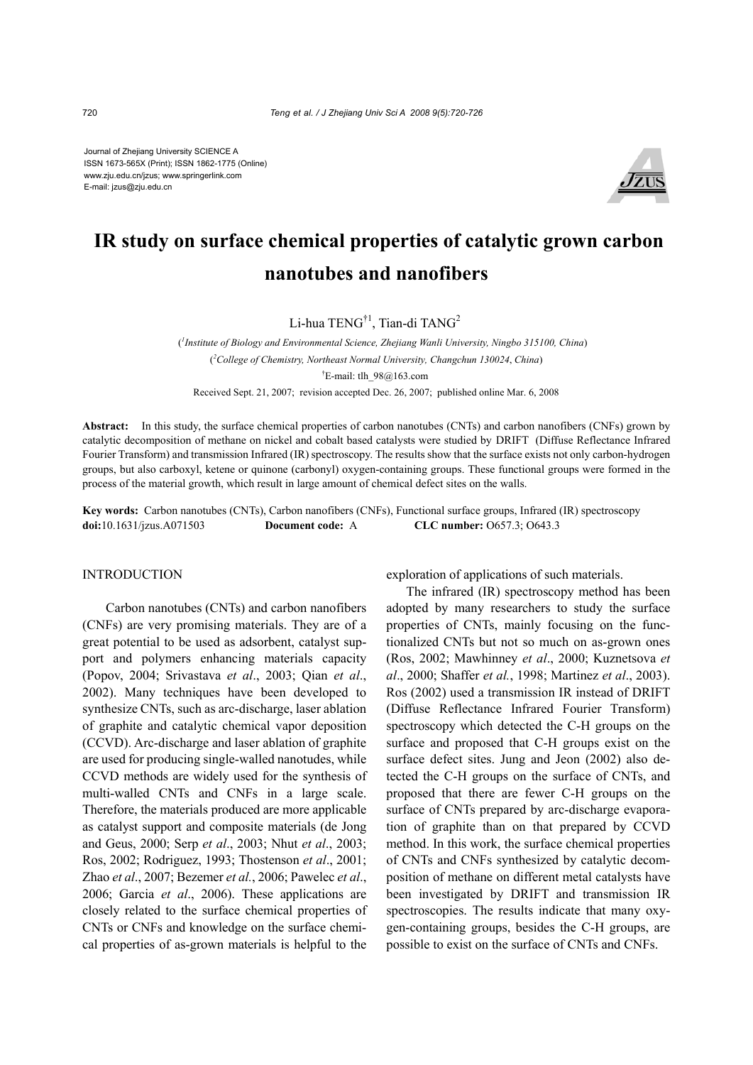Journal of Zhejiang University SCIENCE A
ISSN 1673-565X (Print); ISSN 1862-1775 (Online)
www.zju.edu.cn/jzus; www.springerlink.com
E-mail: jzus@zju.edu.cn

# IR study on surface chemical properties of catalytic grown carbon nanotubes and nanofibers

Li-hua TENG[†1], Tian-di TANG[2]

([1]*Institute of Biology and Environmental Science, Zhejiang Wanli University, Ningbo 315100, China*)

([2]*College of Chemistry, Northeast Normal University, Changchun 130024, China*)

[†]E-mail: tlh_98@163.com

Received Sept. 21, 2007; revision accepted Dec. 26, 2007; published online Mar. 6, 2008

**Abstract:** In this study, the surface chemical properties of carbon nanotubes (CNTs) and carbon nanofibers (CNFs) grown by catalytic decomposition of methane on nickel and cobalt based catalysts were studied by DRIFT (Diffuse Reflectance Infrared Fourier Transform) and transmission Infrared (IR) spectroscopy. The results show that the surface exists not only carbon-hydrogen groups, but also carboxyl, ketene or quinone (carbonyl) oxygen-containing groups. These functional groups were formed in the process of the material growth, which result in large amount of chemical defect sites on the walls.

**Key words:** Carbon nanotubes (CNTs), Carbon nanofibers (CNFs), Functional surface groups, Infrared (IR) spectroscopy
**doi:**10.1631/jzus.A071503 **Document code:** A **CLC number:** O657.3; O643.3

## INTRODUCTION

Carbon nanotubes (CNTs) and carbon nanofibers (CNFs) are very promising materials. They are of a great potential to be used as adsorbent, catalyst support and polymers enhancing materials capacity (Popov, 2004; Srivastava *et al*., 2003; Qian *et al*., 2002). Many techniques have been developed to synthesize CNTs, such as arc-discharge, laser ablation of graphite and catalytic chemical vapor deposition (CCVD). Arc-discharge and laser ablation of graphite are used for producing single-walled nanotudes, while CCVD methods are widely used for the synthesis of multi-walled CNTs and CNFs in a large scale. Therefore, the materials produced are more applicable as catalyst support and composite materials (de Jong and Geus, 2000; Serp *et al*., 2003; Nhut *et al*., 2003; Ros, 2002; Rodriguez, 1993; Thostenson *et al*., 2001; Zhao *et al*., 2007; Bezemer *et al*., 2006; Pawelec *et al*., 2006; Garcia *et al*., 2006). These applications are closely related to the surface chemical properties of CNTs or CNFs and knowledge on the surface chemical properties of as-grown materials is helpful to the exploration of applications of such materials.

The infrared (IR) spectroscopy method has been adopted by many researchers to study the surface properties of CNTs, mainly focusing on the functionalized CNTs but not so much on as-grown ones (Ros, 2002; Mawhinney *et al*., 2000; Kuznetsova *et al*., 2000; Shaffer *et al.*, 1998; Martinez *et al*., 2003). Ros (2002) used a transmission IR instead of DRIFT (Diffuse Reflectance Infrared Fourier Transform) spectroscopy which detected the C-H groups on the surface and proposed that C-H groups exist on the surface defect sites. Jung and Jeon (2002) also detected the C-H groups on the surface of CNTs, and proposed that there are fewer C-H groups on the surface of CNTs prepared by arc-discharge evaporation of graphite than on that prepared by CCVD method. In this work, the surface chemical properties of CNTs and CNFs synthesized by catalytic decomposition of methane on different metal catalysts have been investigated by DRIFT and transmission IR spectroscopies. The results indicate that many oxygen-containing groups, besides the C-H groups, are possible to exist on the surface of CNTs and CNFs.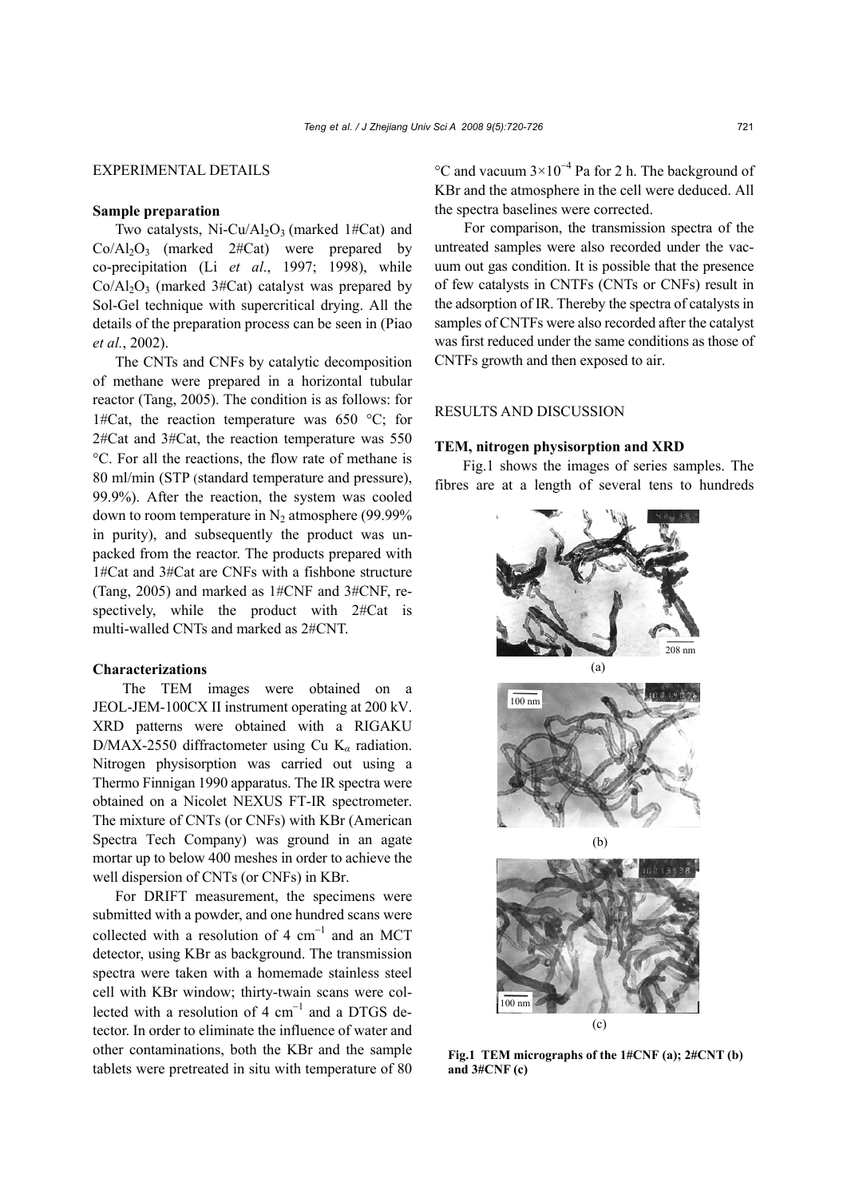## EXPERIMENTAL DETAILS

### Sample preparation

Two catalysts, Ni-Cu/$Al_2O_3$ (marked 1#Cat) and Co/$Al_2O_3$ (marked 2#Cat) were prepared by co-precipitation (Li *et al*., 1997; 1998), while Co/$Al_2O_3$ (marked 3#Cat) catalyst was prepared by Sol-Gel technique with supercritical drying. All the details of the preparation process can be seen in (Piao *et al.*, 2002).

The CNTs and CNFs by catalytic decomposition of methane were prepared in a horizontal tubular reactor (Tang, 2005). The condition is as follows: for 1#Cat, the reaction temperature was 650 °C; for 2#Cat and 3#Cat, the reaction temperature was 550 °C. For all the reactions, the flow rate of methane is 80 ml/min (STP (standard temperature and pressure), 99.9%). After the reaction, the system was cooled down to room temperature in $N_2$ atmosphere (99.99% in purity), and subsequently the product was unpacked from the reactor. The products prepared with 1#Cat and 3#Cat are CNFs with a fishbone structure (Tang, 2005) and marked as 1#CNF and 3#CNF, respectively, while the product with 2#Cat is multi-walled CNTs and marked as 2#CNT.

### Characterizations

The TEM images were obtained on a JEOL-JEM-100CX II instrument operating at 200 kV. XRD patterns were obtained with a RIGAKU D/MAX-2550 diffractometer using Cu $K_\alpha$ radiation. Nitrogen physisorption was carried out using a Thermo Finnigan 1990 apparatus. The IR spectra were obtained on a Nicolet NEXUS FT-IR spectrometer. The mixture of CNTs (or CNFs) with KBr (American Spectra Tech Company) was ground in an agate mortar up to below 400 meshes in order to achieve the well dispersion of CNTs (or CNFs) in KBr.

For DRIFT measurement, the specimens were submitted with a powder, and one hundred scans were collected with a resolution of 4 $cm^{-1}$ and an MCT detector, using KBr as background. The transmission spectra were taken with a homemade stainless steel cell with KBr window; thirty-twain scans were collected with a resolution of 4 $cm^{-1}$ and a DTGS detector. In order to eliminate the influence of water and other contaminations, both the KBr and the sample tablets were pretreated in situ with temperature of 80 °C and vacuum $3\times10^{-4}$ Pa for 2 h. The background of KBr and the atmosphere in the cell were deduced. All the spectra baselines were corrected.

For comparison, the transmission spectra of the untreated samples were also recorded under the vacuum out gas condition. It is possible that the presence of few catalysts in CNTFs (CNTs or CNFs) result in the adsorption of IR. Thereby the spectra of catalysts in samples of CNTFs were also recorded after the catalyst was first reduced under the same conditions as those of CNTFs growth and then exposed to air.

## RESULTS AND DISCUSSION

### TEM, nitrogen physisorption and XRD

Fig.1 shows the images of series samples. The fibres are at a length of several tens to hundreds

**Fig.1 TEM micrographs of the 1#CNF (a); 2#CNT (b) and 3#CNF (c)**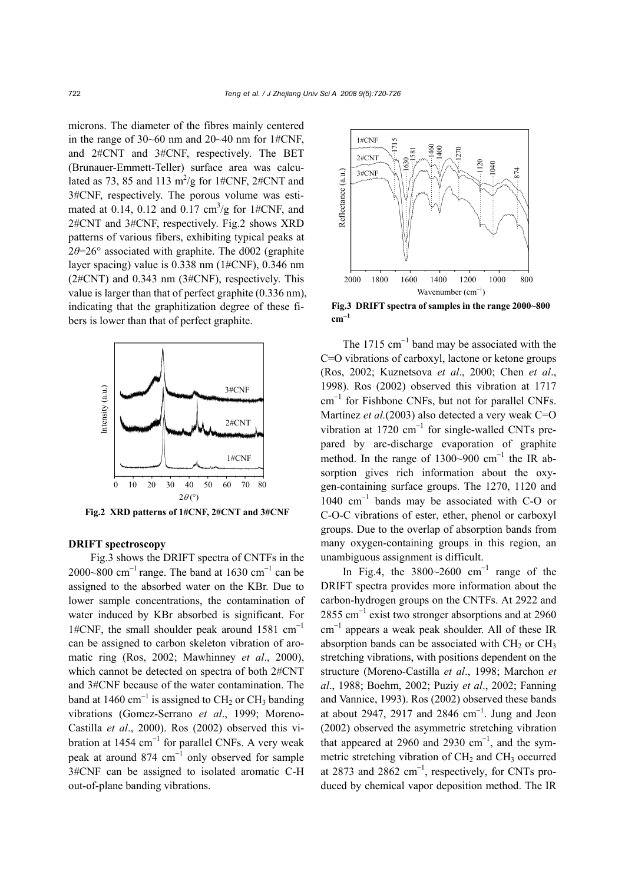microns. The diameter of the fibres mainly centered in the range of 30~60 nm and 20~40 nm for 1#CNF, and 2#CNT and 3#CNF, respectively. The BET (Brunauer-Emmett-Teller) surface area was calculated as 73, 85 and 113 $m^2/g$ for 1#CNF, 2#CNT and 3#CNF, respectively. The porous volume was estimated at 0.14, 0.12 and 0.17 $cm^3/g$ for 1#CNF, and 2#CNT and 3#CNF, respectively. Fig.2 shows XRD patterns of various fibers, exhibiting typical peaks at $2\theta$=26° associated with graphite. The d002 (graphite layer spacing) value is 0.338 nm (1#CNF), 0.346 nm (2#CNT) and 0.343 nm (3#CNF), respectively. This value is larger than that of perfect graphite (0.336 nm), indicating that the graphitization degree of these fibers is lower than that of perfect graphite.

**Fig.2 XRD patterns of 1#CNF, 2#CNT and 3#CNF**

### DRIFT spectroscopy

Fig.3 shows the DRIFT spectra of CNTFs in the 2000~800 $cm^{-1}$ range. The band at 1630 $cm^{-1}$ can be assigned to the absorbed water on the KBr. Due to lower sample concentrations, the contamination of water induced by KBr absorbed is significant. For 1#CNF, the small shoulder peak around 1581 $cm^{-1}$ can be assigned to carbon skeleton vibration of aromatic ring (Ros, 2002; Mawhinney *et al*., 2000), which cannot be detected on spectra of both 2#CNT and 3#CNF because of the water contamination. The band at 1460 $cm^{-1}$ is assigned to $CH_2$ or $CH_3$ banding vibrations (Gomez-Serrano *et al*., 1999; Moreno-Castilla *et al*., 2000). Ros (2002) observed this vibration at 1454 $cm^{-1}$ for parallel CNFs. A very weak peak at around 874 $cm^{-1}$ only observed for sample 3#CNF can be assigned to isolated aromatic C-H out-of-plane banding vibrations.

**Fig.3 DRIFT spectra of samples in the range 2000~800 $cm^{-1}$**

The 1715 $cm^{-1}$ band may be associated with the C=O vibrations of carboxyl, lactone or ketone groups (Ros, 2002; Kuznetsova *et al*., 2000; Chen *et al*., 1998). Ros (2002) observed this vibration at 1717 $cm^{-1}$ for Fishbone CNFs, but not for parallel CNFs. Martínez *et al.*(2003) also detected a very weak C=O vibration at 1720 $cm^{-1}$ for single-walled CNTs prepared by arc-discharge evaporation of graphite method. In the range of 1300~900 $cm^{-1}$ the IR absorption gives rich information about the oxygen-containing surface groups. The 1270, 1120 and 1040 $cm^{-1}$ bands may be associated with C-O or C-O-C vibrations of ester, ether, phenol or carboxyl groups. Due to the overlap of absorption bands from many oxygen-containing groups in this region, an unambiguous assignment is difficult.

In Fig.4, the 3800~2600 $cm^{-1}$ range of the DRIFT spectra provides more information about the carbon-hydrogen groups on the CNTFs. At 2922 and 2855 $cm^{-1}$ exist two stronger absorptions and at 2960 $cm^{-1}$ appears a weak peak shoulder. All of these IR absorption bands can be associated with $CH_2$ or $CH_3$ stretching vibrations, with positions dependent on the structure (Moreno-Castilla *et al*., 1998; Marchon *et al*., 1988; Boehm, 2002; Puziy *et al*., 2002; Fanning and Vannice, 1993). Ros (2002) observed these bands at about 2947, 2917 and 2846 $cm^{-1}$. Jung and Jeon (2002) observed the asymmetric stretching vibration that appeared at 2960 and 2930 $cm^{-1}$, and the symmetric stretching vibration of $CH_2$ and $CH_3$ occurred at 2873 and 2862 $cm^{-1}$, respectively, for CNTs produced by chemical vapor deposition method. The IR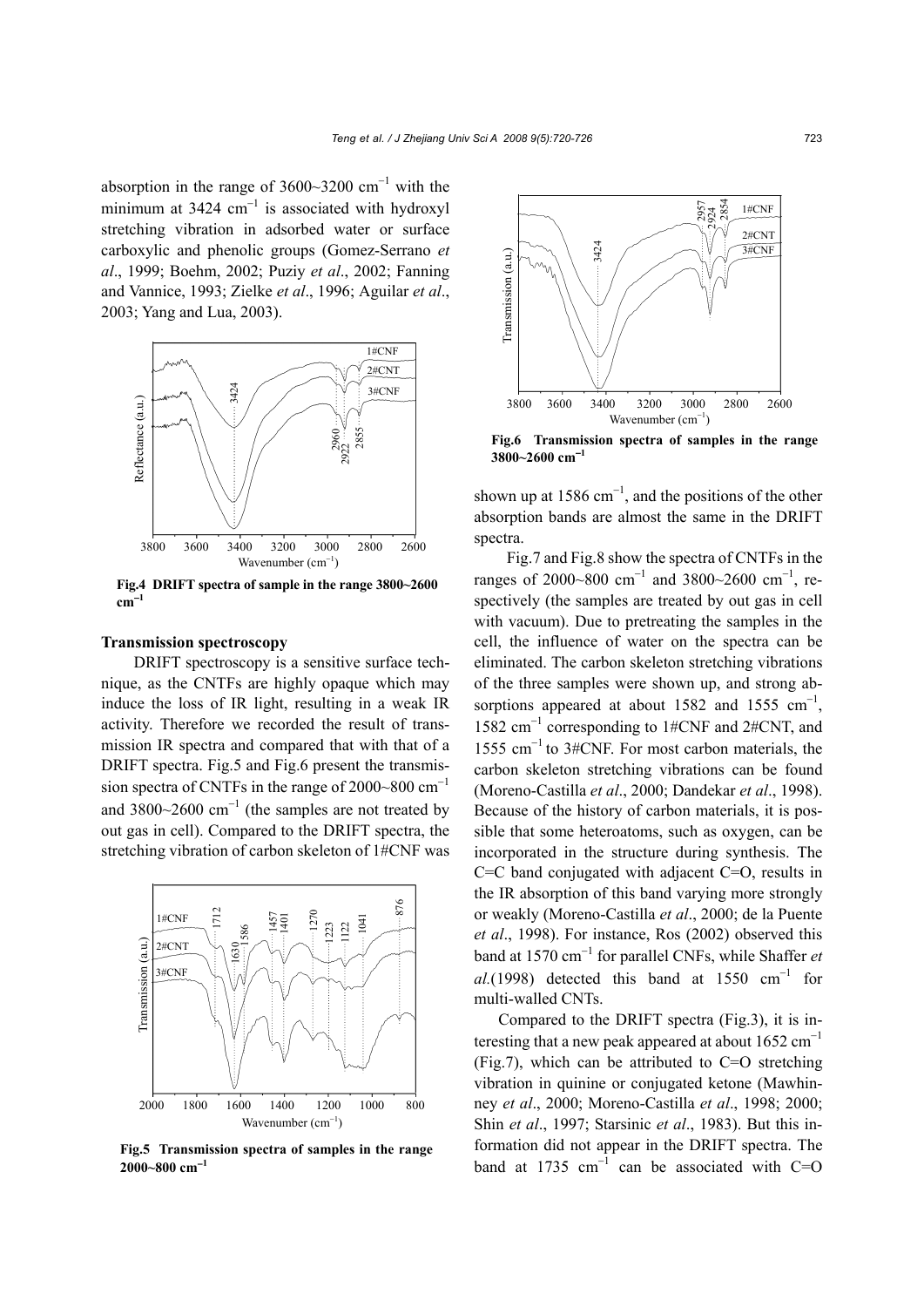absorption in the range of 3600~3200 cm$^{-1}$ with the minimum at 3424 cm$^{-1}$ is associated with hydroxyl stretching vibration in adsorbed water or surface carboxylic and phenolic groups (Gomez-Serrano *et al*., 1999; Boehm, 2002; Puziy *et al*., 2002; Fanning and Vannice, 1993; Zielke *et al*., 1996; Aguilar *et al*., 2003; Yang and Lua, 2003).

**Fig.4 DRIFT spectra of sample in the range 3800~2600 cm$^{-1}$**

### Transmission spectroscopy

DRIFT spectroscopy is a sensitive surface technique, as the CNTFs are highly opaque which may induce the loss of IR light, resulting in a weak IR activity. Therefore we recorded the result of transmission IR spectra and compared that with that of a DRIFT spectra. Fig.5 and Fig.6 present the transmission spectra of CNTFs in the range of 2000~800 cm$^{-1}$ and 3800~2600 cm$^{-1}$ (the samples are not treated by out gas in cell). Compared to the DRIFT spectra, the stretching vibration of carbon skeleton of 1#CNF was shown up at 1586 cm$^{-1}$, and the positions of the other absorption bands are almost the same in the DRIFT spectra.

**Fig.5 Transmission spectra of samples in the range 2000~800 cm$^{-1}$**

**Fig.6 Transmission spectra of samples in the range 3800~2600 cm$^{-1}$**

Fig.7 and Fig.8 show the spectra of CNTFs in the ranges of 2000~800 cm$^{-1}$ and 3800~2600 cm$^{-1}$, respectively (the samples are treated by out gas in cell with vacuum). Due to pretreating the samples in the cell, the influence of water on the spectra can be eliminated. The carbon skeleton stretching vibrations of the three samples were shown up, and strong absorptions appeared at about 1582 and 1555 cm$^{-1}$, 1582 cm$^{-1}$ corresponding to 1#CNF and 2#CNT, and 1555 cm$^{-1}$ to 3#CNF. For most carbon materials, the carbon skeleton stretching vibrations can be found (Moreno-Castilla *et al*., 2000; Dandekar *et al*., 1998). Because of the history of carbon materials, it is possible that some heteroatoms, such as oxygen, can be incorporated in the structure during synthesis. The C=C band conjugated with adjacent C=O, results in the IR absorption of this band varying more strongly or weakly (Moreno-Castilla *et al*., 2000; de la Puente *et al*., 1998). For instance, Ros (2002) observed this band at 1570 cm$^{-1}$ for parallel CNFs, while Shaffer *et al*.(1998) detected this band at 1550 cm$^{-1}$ for multi-walled CNTs.

Compared to the DRIFT spectra (Fig.3), it is interesting that a new peak appeared at about 1652 cm$^{-1}$ (Fig.7), which can be attributed to C=O stretching vibration in quinine or conjugated ketone (Mawhinney *et al*., 2000; Moreno-Castilla *et al*., 1998; 2000; Shin *et al*., 1997; Starsinic *et al*., 1983). But this information did not appear in the DRIFT spectra. The band at 1735 cm$^{-1}$ can be associated with C=O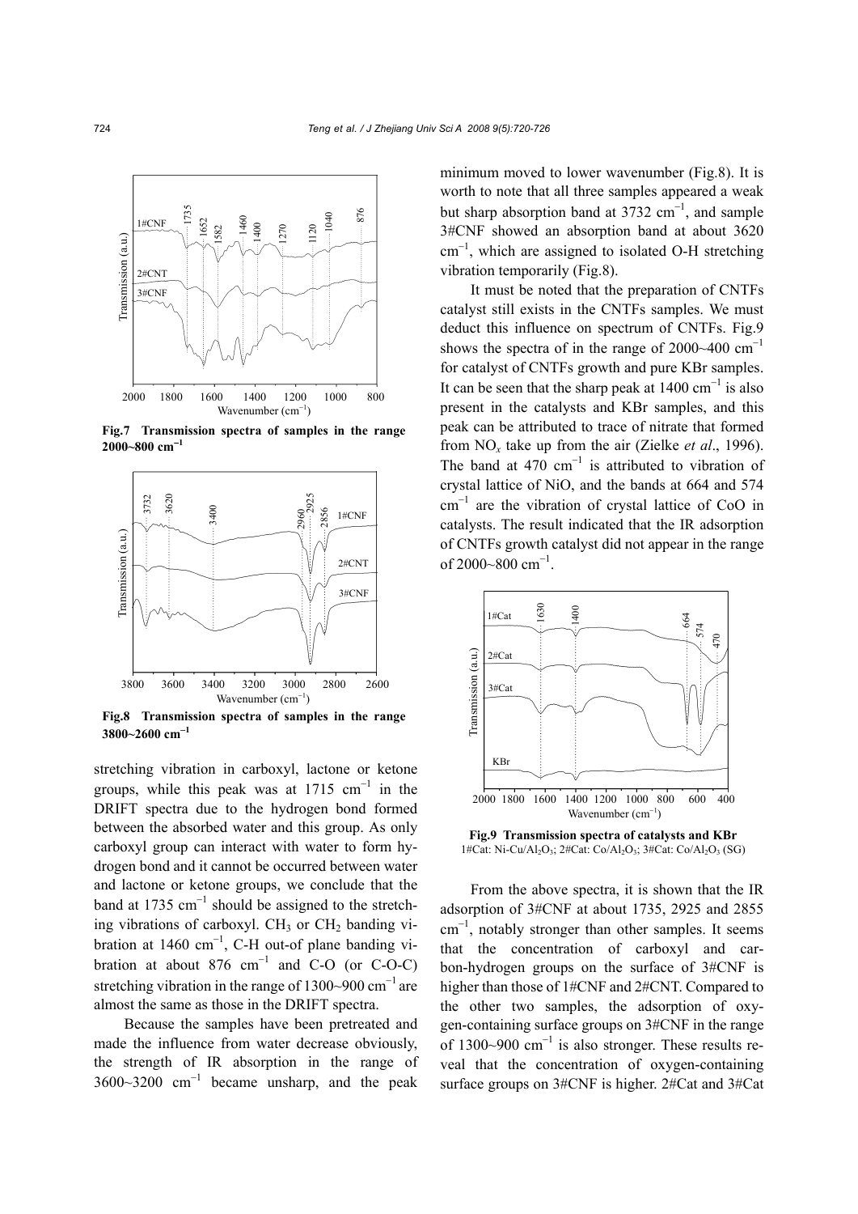Fig.7 Transmission spectra of samples in the range 2000~800 cm$^{-1}$

Fig.8 Transmission spectra of samples in the range 3800~2600 cm$^{-1}$

stretching vibration in carboxyl, lactone or ketone groups, while this peak was at 1715 cm$^{-1}$ in the DRIFT spectra due to the hydrogen bond formed between the absorbed water and this group. As only carboxyl group can interact with water to form hydrogen bond and it cannot be occurred between water and lactone or ketone groups, we conclude that the band at 1735 cm$^{-1}$ should be assigned to the stretching vibrations of carboxyl. $CH_3$ or $CH_2$ banding vibration at 1460 cm$^{-1}$, C-H out-of plane banding vibration at about 876 cm$^{-1}$ and C-O (or C-O-C) stretching vibration in the range of 1300~900 cm$^{-1}$ are almost the same as those in the DRIFT spectra.

Because the samples have been pretreated and made the influence from water decrease obviously, the strength of IR absorption in the range of 3600~3200 cm$^{-1}$ became unsharp, and the peak minimum moved to lower wavenumber (Fig.8). It is worth to note that all three samples appeared a weak but sharp absorption band at 3732 cm$^{-1}$, and sample 3#CNF showed an absorption band at about 3620 cm$^{-1}$, which are assigned to isolated O-H stretching vibration temporarily (Fig.8).

It must be noted that the preparation of CNTFs catalyst still exists in the CNTFs samples. We must deduct this influence on spectrum of CNTFs. Fig.9 shows the spectra of in the range of 2000~400 cm$^{-1}$ for catalyst of CNTFs growth and pure KBr samples. It can be seen that the sharp peak at 1400 cm$^{-1}$ is also present in the catalysts and KBr samples, and this peak can be attributed to trace of nitrate that formed from $NO_x$ take up from the air (Zielke *et al*., 1996). The band at 470 cm$^{-1}$ is attributed to vibration of crystal lattice of NiO, and the bands at 664 and 574 cm$^{-1}$ are the vibration of crystal lattice of CoO in catalysts. The result indicated that the IR adsorption of CNTFs growth catalyst did not appear in the range of 2000~800 cm$^{-1}$.

Fig.9 Transmission spectra of catalysts and KBr
1#Cat: Ni-Cu/$Al_2O_3$; 2#Cat: Co/$Al_2O_3$; 3#Cat: Co/$Al_2O_3$ (SG)

From the above spectra, it is shown that the IR adsorption of 3#CNF at about 1735, 2925 and 2855 cm$^{-1}$, notably stronger than other samples. It seems that the concentration of carboxyl and carbon-hydrogen groups on the surface of 3#CNF is higher than those of 1#CNF and 2#CNT. Compared to the other two samples, the adsorption of oxygen-containing surface groups on 3#CNF in the range of 1300~900 cm$^{-1}$ is also stronger. These results reveal that the concentration of oxygen-containing surface groups on 3#CNF is higher. 2#Cat and 3#Cat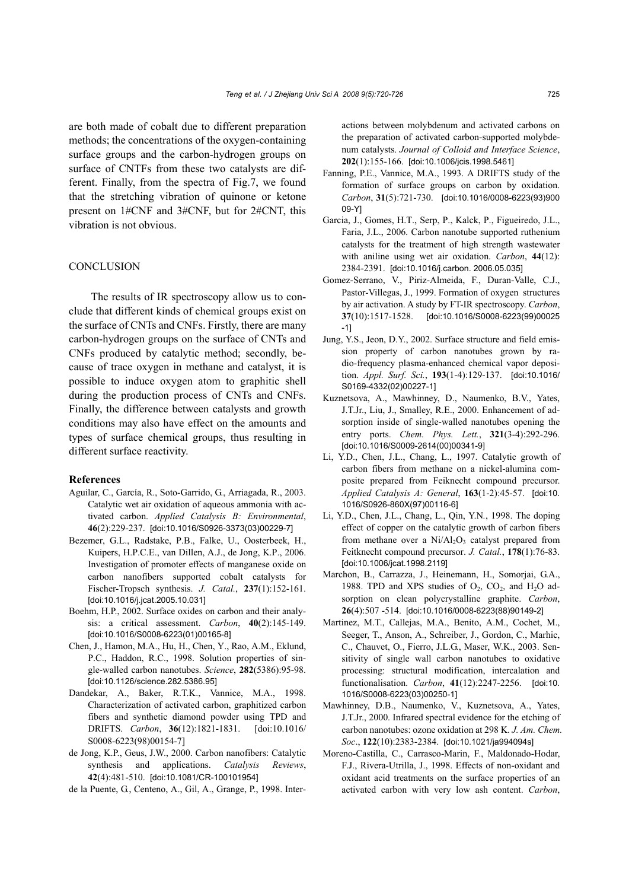are both made of cobalt due to different preparation methods; the concentrations of the oxygen-containing surface groups and the carbon-hydrogen groups on surface of CNTFs from these two catalysts are different. Finally, from the spectra of Fig.7, we found that the stretching vibration of quinone or ketone present on 1#CNF and 3#CNF, but for 2#CNT, this vibration is not obvious.

## CONCLUSION

The results of IR spectroscopy allow us to conclude that different kinds of chemical groups exist on the surface of CNTs and CNFs. Firstly, there are many carbon-hydrogen groups on the surface of CNTs and CNFs produced by catalytic method; secondly, because of trace oxygen in methane and catalyst, it is possible to induce oxygen atom to graphitic shell during the production process of CNTs and CNFs. Finally, the difference between catalysts and growth conditions may also have effect on the amounts and types of surface chemical groups, thus resulting in different surface reactivity.

### References

Aguilar, C., García, R., Soto-Garrido, G., Arriagada, R., 2003. Catalytic wet air oxidation of aqueous ammonia with activated carbon. *Applied Catalysis B: Environmental*, **46**(2):229-237. [doi:10.1016/S0926-3373(03)00229-7]

Bezemer, G.L., Radstake, P.B., Falke, U., Oosterbeek, H., Kuipers, H.P.C.E., van Dillen, A.J., de Jong, K.P., 2006. Investigation of promoter effects of manganese oxide on carbon nanofibers supported cobalt catalysts for Fischer-Tropsch synthesis. *J. Catal.*, **237**(1):152-161. [doi:10.1016/j.jcat.2005.10.031]

Boehm, H.P., 2002. Surface oxides on carbon and their analysis: a critical assessment. *Carbon*, **40**(2):145-149. [doi:10.1016/S0008-6223(01)00165-8]

Chen, J., Hamon, M.A., Hu, H., Chen, Y., Rao, A.M., Eklund, P.C., Haddon, R.C., 1998. Solution properties of single-walled carbon nanotubes. *Science*, **282**(5386):95-98. [doi:10.1126/science.282.5386.95]

Dandekar, A., Baker, R.T.K., Vannice, M.A., 1998. Characterization of activated carbon, graphitized carbon fibers and synthetic diamond powder using TPD and DRIFTS. *Carbon*, **36**(12):1821-1831. [doi:10.1016/S0008-6223(98)00154-7]

de Jong, K.P., Geus, J.W., 2000. Carbon nanofibers: Catalytic synthesis and applications. *Catalysis Reviews*, **42**(4):481-510. [doi:10.1081/CR-100101954]

de la Puente, G., Centeno, A., Gil, A., Grange, P., 1998. Interactions between molybdenum and activated carbons on the preparation of activated carbon-supported molybdenum catalysts. *Journal of Colloid and Interface Science*, **202**(1):155-166. [doi:10.1006/jcis.1998.5461]

Fanning, P.E., Vannice, M.A., 1993. A DRIFTS study of the formation of surface groups on carbon by oxidation. *Carbon*, **31**(5):721-730. [doi:10.1016/0008-6223(93)90009-Y]

Garcia, J., Gomes, H.T., Serp, P., Kalck, P., Figueiredo, J.L., Faria, J.L., 2006. Carbon nanotube supported ruthenium catalysts for the treatment of high strength wastewater with aniline using wet air oxidation. *Carbon*, **44**(12): 2384-2391. [doi:10.1016/j.carbon. 2006.05.035]

Gomez-Serrano, V., Piriz-Almeida, F., Duran-Valle, C.J., Pastor-Villegas, J., 1999. Formation of oxygen structures by air activation. A study by FT-IR spectroscopy. *Carbon*, **37**(10):1517-1528. [doi:10.1016/S0008-6223(99)00025-1]

Jung, Y.S., Jeon, D.Y., 2002. Surface structure and field emission property of carbon nanotubes grown by radio-frequency plasma-enhanced chemical vapor deposition. *Appl. Surf. Sci.*, **193**(1-4):129-137. [doi:10.1016/S0169-4332(02)00227-1]

Kuznetsova, A., Mawhinney, D., Naumenko, B.V., Yates, J.T.Jr., Liu, J., Smalley, R.E., 2000. Enhancement of adsorption inside of single-walled nanotubes opening the entry ports. *Chem. Phys. Lett.*, **321**(3-4):292-296. [doi:10.1016/S0009-2614(00)00341-9]

Li, Y.D., Chen, J.L., Chang, L., 1997. Catalytic growth of carbon fibers from methane on a nickel-alumina composite prepared from Feiknecht compound precursor. *Applied Catalysis A: General*, **163**(1-2):45-57. [doi:10.1016/S0926-860X(97)00116-6]

Li, Y.D., Chen, J.L., Chang, L., Qin, Y.N., 1998. The doping effect of copper on the catalytic growth of carbon fibers from methane over a $Ni/Al_2O_3$ catalyst prepared from Feitknecht compound precursor. *J. Catal.*, **178**(1):76-83. [doi:10.1006/jcat.1998.2119]

Marchon, B., Carrazza, J., Heinemann, H., Somorjai, G.A., 1988. TPD and XPS studies of $O_2$, $CO_2$, and $H_2O$ adsorption on clean polycrystalline graphite. *Carbon*, **26**(4):507 -514. [doi:10.1016/0008-6223(88)90149-2]

Martinez, M.T., Callejas, M.A., Benito, A.M., Cochet, M., Seeger, T., Anson, A., Schreiber, J., Gordon, C., Marhic, C., Chauvet, O., Fierro, J.L.G., Maser, W.K., 2003. Sensitivity of single wall carbon nanotubes to oxidative processing: structural modification, intercalation and functionalisation. *Carbon*, **41**(12):2247-2256. [doi:10.1016/S0008-6223(03)00250-1]

Mawhinney, D.B., Naumenko, V., Kuznetsova, A., Yates, J.T.Jr., 2000. Infrared spectral evidence for the etching of carbon nanotubes: ozone oxidation at 298 K. *J. Am. Chem. Soc.*, **122**(10):2383-2384. [doi:10.1021/ja994094s]

Moreno-Castilla, C., Carrasco-Marin, F., Maldonado-Hodar, F.J., Rivera-Utrilla, J., 1998. Effects of non-oxidant and oxidant acid treatments on the surface properties of an activated carbon with very low ash content. *Carbon*,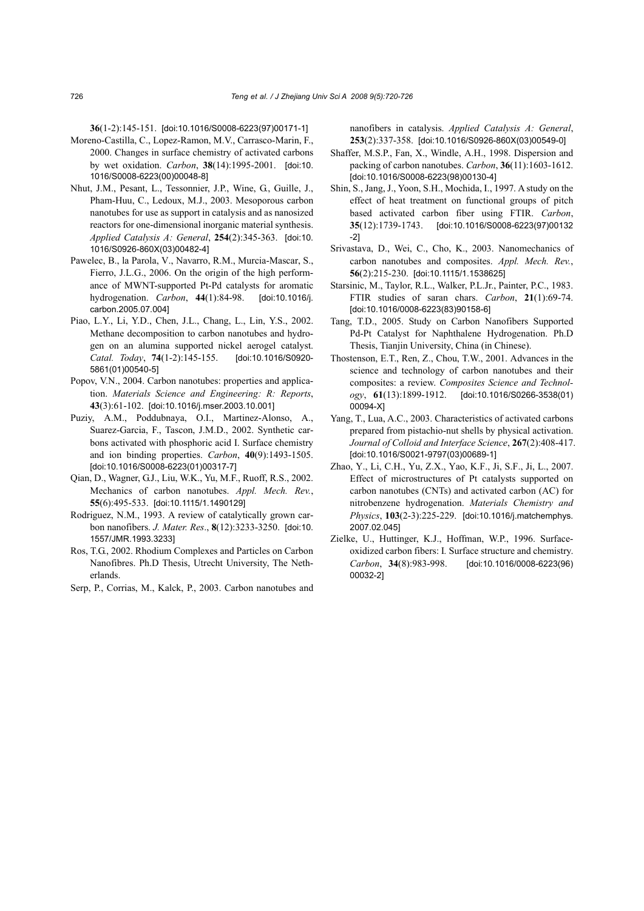**36**(1-2):145-151. [doi:10.1016/S0008-6223(97)00171-1]

Moreno-Castilla, C., Lopez-Ramon, M.V., Carrasco-Marin, F., 2000. Changes in surface chemistry of activated carbons by wet oxidation. *Carbon*, **38**(14):1995-2001. [doi:10.1016/S0008-6223(00)00048-8]

Nhut, J.M., Pesant, L., Tessonnier, J.P., Wine, G., Guille, J., Pham-Huu, C., Ledoux, M.J., 2003. Mesoporous carbon nanotubes for use as support in catalysis and as nanosized reactors for one-dimensional inorganic material synthesis. *Applied Catalysis A: General*, **254**(2):345-363. [doi:10.1016/S0926-860X(03)00482-4]

Pawelec, B., la Parola, V., Navarro, R.M., Murcia-Mascar, S., Fierro, J.L.G., 2006. On the origin of the high performance of MWNT-supported Pt-Pd catalysts for aromatic hydrogenation. *Carbon*, **44**(1):84-98. [doi:10.1016/j.carbon.2005.07.004]

Piao, L.Y., Li, Y.D., Chen, J.L., Chang, L., Lin, Y.S., 2002. Methane decomposition to carbon nanotubes and hydrogen on an alumina supported nickel aerogel catalyst. *Catal. Today*, **74**(1-2):145-155. [doi:10.1016/S0920-5861(01)00540-5]

Popov, V.N., 2004. Carbon nanotubes: properties and application. *Materials Science and Engineering: R: Reports*, **43**(3):61-102. [doi:10.1016/j.mser.2003.10.001]

Puziy, A.M., Poddubnaya, O.I., Martinez-Alonso, A., Suarez-Garcia, F., Tascon, J.M.D., 2002. Synthetic carbons activated with phosphoric acid I. Surface chemistry and ion binding properties. *Carbon*, **40**(9):1493-1505. [doi:10.1016/S0008-6223(01)00317-7]

Qian, D., Wagner, G.J., Liu, W.K., Yu, M.F., Ruoff, R.S., 2002. Mechanics of carbon nanotubes. *Appl. Mech. Rev.*, **55**(6):495-533. [doi:10.1115/1.1490129]

Rodriguez, N.M., 1993. A review of catalytically grown carbon nanofibers. *J. Mater. Res*., **8**(12):3233-3250. [doi:10.1557/JMR.1993.3233]

Ros, T.G., 2002. Rhodium Complexes and Particles on Carbon Nanofibres. Ph.D Thesis, Utrecht University, The Netherlands.

Serp, P., Corrias, M., Kalck, P., 2003. Carbon nanotubes and nanofibers in catalysis. *Applied Catalysis A: General*, **253**(2):337-358. [doi:10.1016/S0926-860X(03)00549-0]

Shaffer, M.S.P., Fan, X., Windle, A.H., 1998. Dispersion and packing of carbon nanotubes. *Carbon*, **36**(11):1603-1612. [doi:10.1016/S0008-6223(98)00130-4]

Shin, S., Jang, J., Yoon, S.H., Mochida, I., 1997. A study on the effect of heat treatment on functional groups of pitch based activated carbon fiber using FTIR. *Carbon*, **35**(12):1739-1743. [doi:10.1016/S0008-6223(97)00132-2]

Srivastava, D., Wei, C., Cho, K., 2003. Nanomechanics of carbon nanotubes and composites. *Appl. Mech. Rev.*, **56**(2):215-230. [doi:10.1115/1.1538625]

Starsinic, M., Taylor, R.L., Walker, P.L.Jr., Painter, P.C., 1983. FTIR studies of saran chars. *Carbon*, **21**(1):69-74. [doi:10.1016/0008-6223(83)90158-6]

Tang, T.D., 2005. Study on Carbon Nanofibers Supported Pd-Pt Catalyst for Naphthalene Hydrogenation. Ph.D Thesis, Tianjin University, China (in Chinese).

Thostenson, E.T., Ren, Z., Chou, T.W., 2001. Advances in the science and technology of carbon nanotubes and their composites: a review. *Composites Science and Technology*, **61**(13):1899-1912. [doi:10.1016/S0266-3538(01)00094-X]

Yang, T., Lua, A.C., 2003. Characteristics of activated carbons prepared from pistachio-nut shells by physical activation. *Journal of Colloid and Interface Science*, **267**(2):408-417. [doi:10.1016/S0021-9797(03)00689-1]

Zhao, Y., Li, C.H., Yu, Z.X., Yao, K.F., Ji, S.F., Ji, L., 2007. Effect of microstructures of Pt catalysts supported on carbon nanotubes (CNTs) and activated carbon (AC) for nitrobenzene hydrogenation. *Materials Chemistry and Physics*, **103**(2-3):225-229. [doi:10.1016/j.matchemphys.2007.02.045]

Zielke, U., Huttinger, K.J., Hoffman, W.P., 1996. Surface-oxidized carbon fibers: I. Surface structure and chemistry. *Carbon*, **34**(8):983-998. [doi:10.1016/0008-6223(96)00032-2]